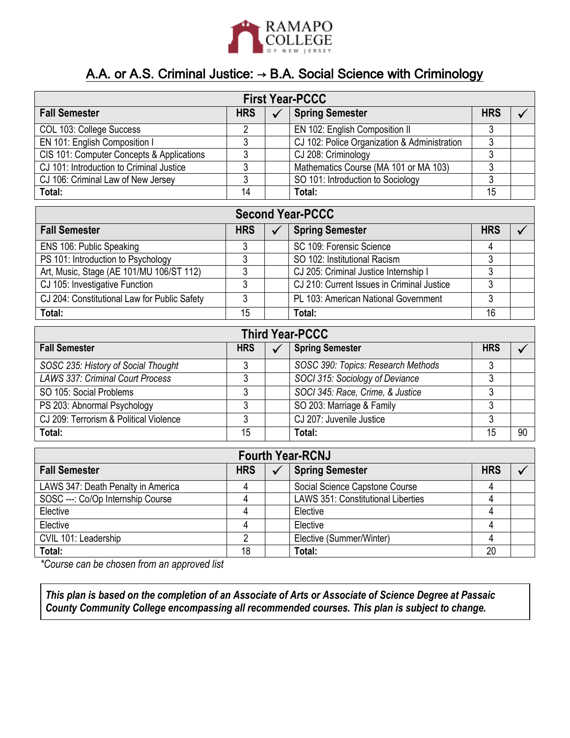RAMAPO COLLEGE OF NEW JERSEY

# A.A. or A.S. Criminal Justice: → B.A. Social Science with Criminology

| First Year-PCCC | | | | | |
|---|---|---|---|---|---|
| **Fall Semester** | **HRS** | ✓ | **Spring Semester** | **HRS** | ✓ |
| COL 103: College Success | 2 | | EN 102: English Composition II | 3 | |
| EN 101: English Composition I | 3 | | CJ 102: Police Organization & Administration | 3 | |
| CIS 101: Computer Concepts & Applications | 3 | | CJ 208: Criminology | 3 | |
| CJ 101: Introduction to Criminal Justice | 3 | | Mathematics Course (MA 101 or MA 103) | 3 | |
| CJ 106: Criminal Law of New Jersey | 3 | | SO 101: Introduction to Sociology | 3 | |
| **Total:** | 14 | | **Total:** | 15 | |

| Second Year-PCCC | | | | | |
|---|---|---|---|---|---|
| **Fall Semester** | **HRS** | ✓ | **Spring Semester** | **HRS** | ✓ |
| ENS 106: Public Speaking | 3 | | SC 109: Forensic Science | 4 | |
| PS 101: Introduction to Psychology | 3 | | SO 102: Institutional Racism | 3 | |
| Art, Music, Stage (AE 101/MU 106/ST 112) | 3 | | CJ 205: Criminal Justice Internship I | 3 | |
| CJ 105: Investigative Function | 3 | | CJ 210: Current Issues in Criminal Justice | 3 | |
| CJ 204: Constitutional Law for Public Safety | 3 | | PL 103: American National Government | 3 | |
| **Total:** | 15 | | **Total:** | 16 | |

| Third Year-PCCC | | | | | |
|---|---|---|---|---|---|
| **Fall Semester** | **HRS** | ✓ | **Spring Semester** | **HRS** | ✓ |
| *SOSC 235: History of Social Thought* | 3 | | *SOSC 390: Topics: Research Methods* | 3 | |
| *LAWS 337: Criminal Court Process* | 3 | | *SOCI 315: Sociology of Deviance* | 3 | |
| SO 105: Social Problems | 3 | | *SOCI 345: Race, Crime, & Justice* | 3 | |
| PS 203: Abnormal Psychology | 3 | | SO 203: Marriage & Family | 3 | |
| CJ 209: Terrorism & Political Violence | 3 | | CJ 207: Juvenile Justice | 3 | |
| **Total:** | 15 | | **Total:** | 15 | 90 |

| Fourth Year-RCNJ | | | | | |
|---|---|---|---|---|---|
| **Fall Semester** | **HRS** | ✓ | **Spring Semester** | **HRS** | ✓ |
| LAWS 347: Death Penalty in America | 4 | | Social Science Capstone Course | 4 | |
| SOSC ---: Co/Op Internship Course | 4 | | LAWS 351: Constitutional Liberties | 4 | |
| Elective | 4 | | Elective | 4 | |
| Elective | 4 | | Elective | 4 | |
| CVIL 101: Leadership | 2 | | Elective (Summer/Winter) | 4 | |
| **Total:** | 18 | | **Total:** | 20 | |

*\*Course can be chosen from an approved list*

***This plan is based on the completion of an Associate of Arts or Associate of Science Degree at Passaic County Community College encompassing all recommended courses. This plan is subject to change.***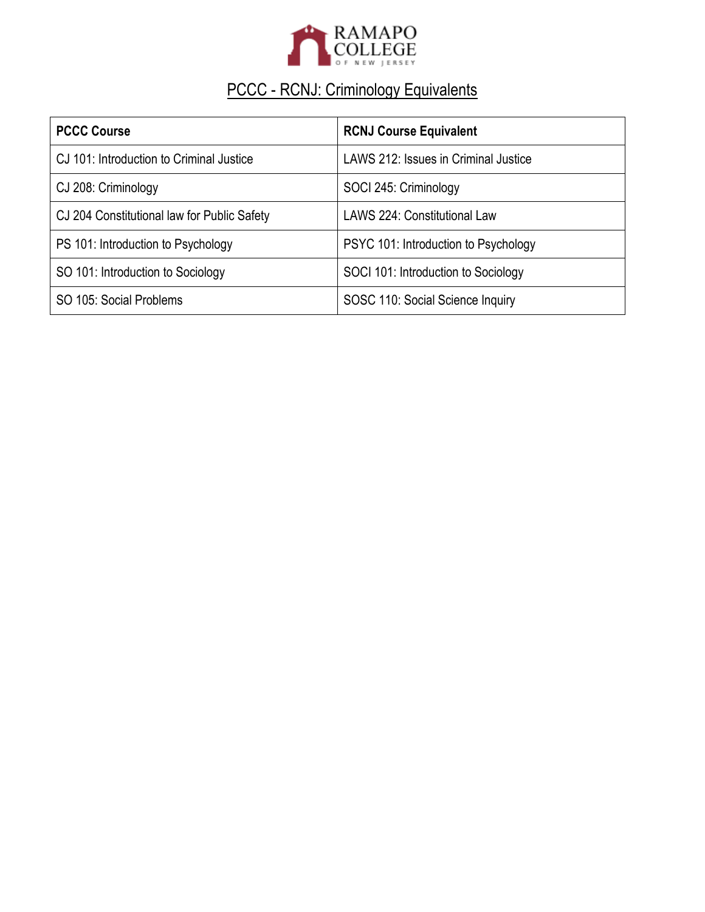RAMAPO COLLEGE OF NEW JERSEY

# PCCC - RCNJ: Criminology Equivalents

| PCCC Course | RCNJ Course Equivalent |
|---|---|
| CJ 101: Introduction to Criminal Justice | LAWS 212: Issues in Criminal Justice |
| CJ 208: Criminology | SOCI 245: Criminology |
| CJ 204 Constitutional law for Public Safety | LAWS 224: Constitutional Law |
| PS 101: Introduction to Psychology | PSYC 101: Introduction to Psychology |
| SO 101: Introduction to Sociology | SOCI 101: Introduction to Sociology |
| SO 105: Social Problems | SOSC 110: Social Science Inquiry |